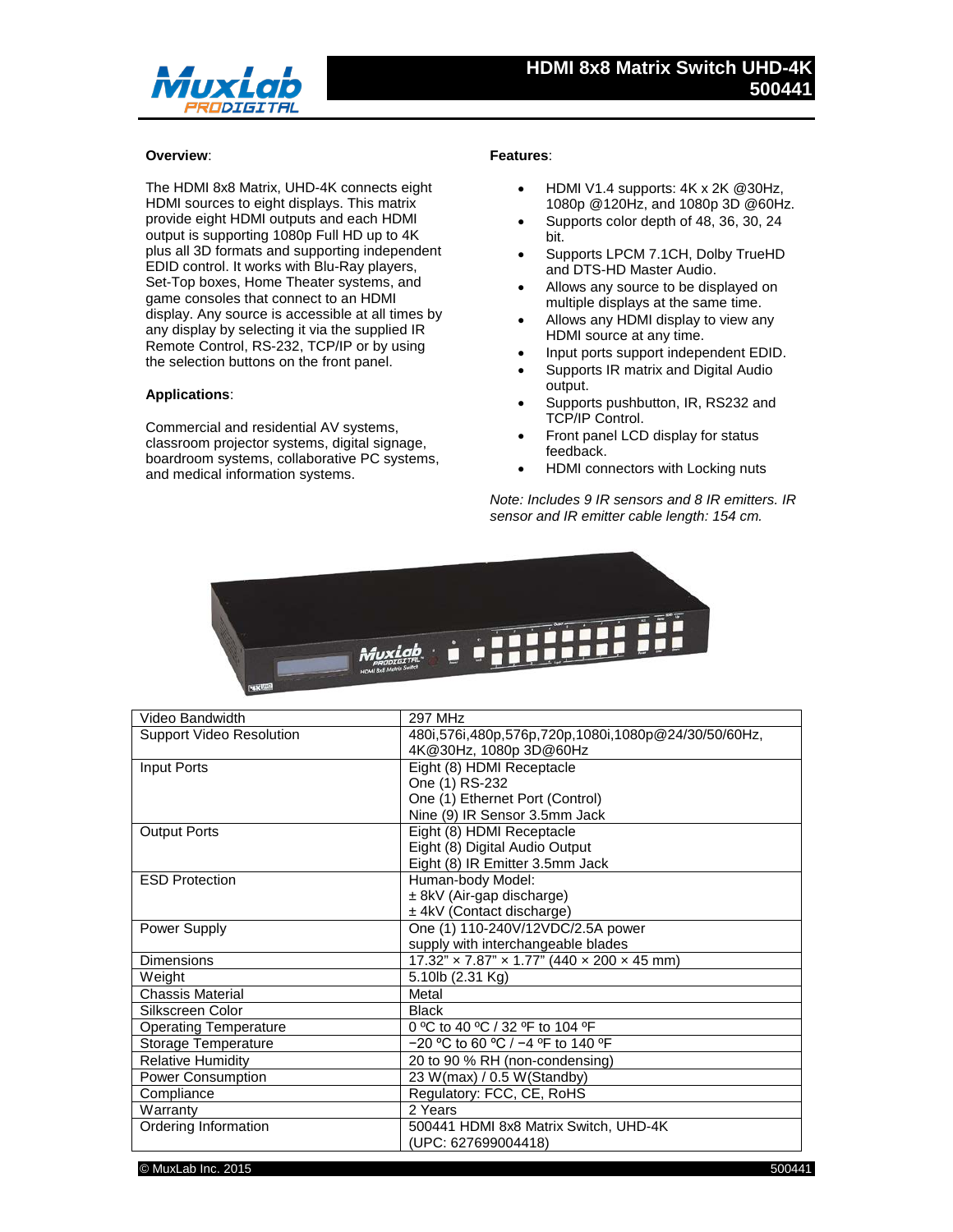# HDMI 8x8 Matrix Switch UHD-4K 500441

**Overview**:

The HDMI 8x8 Matrix, UHD-4K connects eight HDMI sources to eight displays. This matrix provide eight HDMI outputs and each HDMI output is supporting 1080p Full HD up to 4K plus all 3D formats and supporting independent EDID control. It works with Blu-Ray players, Set-Top boxes, Home Theater systems, and game consoles that connect to an HDMI display. Any source is accessible at all times by any display by selecting it via the supplied IR Remote Control, RS-232, TCP/IP or by using the selection buttons on the front panel.

**Applications**:

Commercial and residential AV systems, classroom projector systems, digital signage, boardroom systems, collaborative PC systems, and medical information systems.

**Features**:

- HDMI V1.4 supports: 4K x 2K @30Hz, 1080p @120Hz, and 1080p 3D @60Hz.
- Supports color depth of 48, 36, 30, 24 bit.
- Supports LPCM 7.1CH, Dolby TrueHD and DTS-HD Master Audio.
- Allows any source to be displayed on multiple displays at the same time.
- Allows any HDMI display to view any HDMI source at any time.
- Input ports support independent EDID.
- Supports IR matrix and Digital Audio output.
- Supports pushbutton, IR, RS232 and TCP/IP Control.
- Front panel LCD display for status feedback.
- HDMI connectors with Locking nuts

*Note: Includes 9 IR sensors and 8 IR emitters. IR sensor and IR emitter cable length: 154 cm.*

| | |
|---|---|
| Video Bandwidth | 297 MHz |
| Support Video Resolution | 480i,576i,480p,576p,720p,1080i,1080p@24/30/50/60Hz, 4K@30Hz, 1080p 3D@60Hz |
| Input Ports | Eight (8) HDMI Receptacle<br>One (1) RS-232<br>One (1) Ethernet Port (Control)<br>Nine (9) IR Sensor 3.5mm Jack |
| Output Ports | Eight (8) HDMI Receptacle<br>Eight (8) Digital Audio Output<br>Eight (8) IR Emitter 3.5mm Jack |
| ESD Protection | Human-body Model:<br>± 8kV (Air-gap discharge)<br>± 4kV (Contact discharge) |
| Power Supply | One (1) 110-240V/12VDC/2.5A power supply with interchangeable blades |
| Dimensions | 17.32" × 7.87" × 1.77" (440 × 200 × 45 mm) |
| Weight | 5.10lb (2.31 Kg) |
| Chassis Material | Metal |
| Silkscreen Color | Black |
| Operating Temperature | 0 ºC to 40 ºC / 32 ºF to 104 ºF |
| Storage Temperature | −20 ºC to 60 ºC / −4 ºF to 140 ºF |
| Relative Humidity | 20 to 90 % RH (non-condensing) |
| Power Consumption | 23 W(max) / 0.5 W(Standby) |
| Compliance | Regulatory: FCC, CE, RoHS |
| Warranty | 2 Years |
| Ordering Information | 500441 HDMI 8x8 Matrix Switch, UHD-4K<br>(UPC: 627699004418) |

© MuxLab Inc. 2015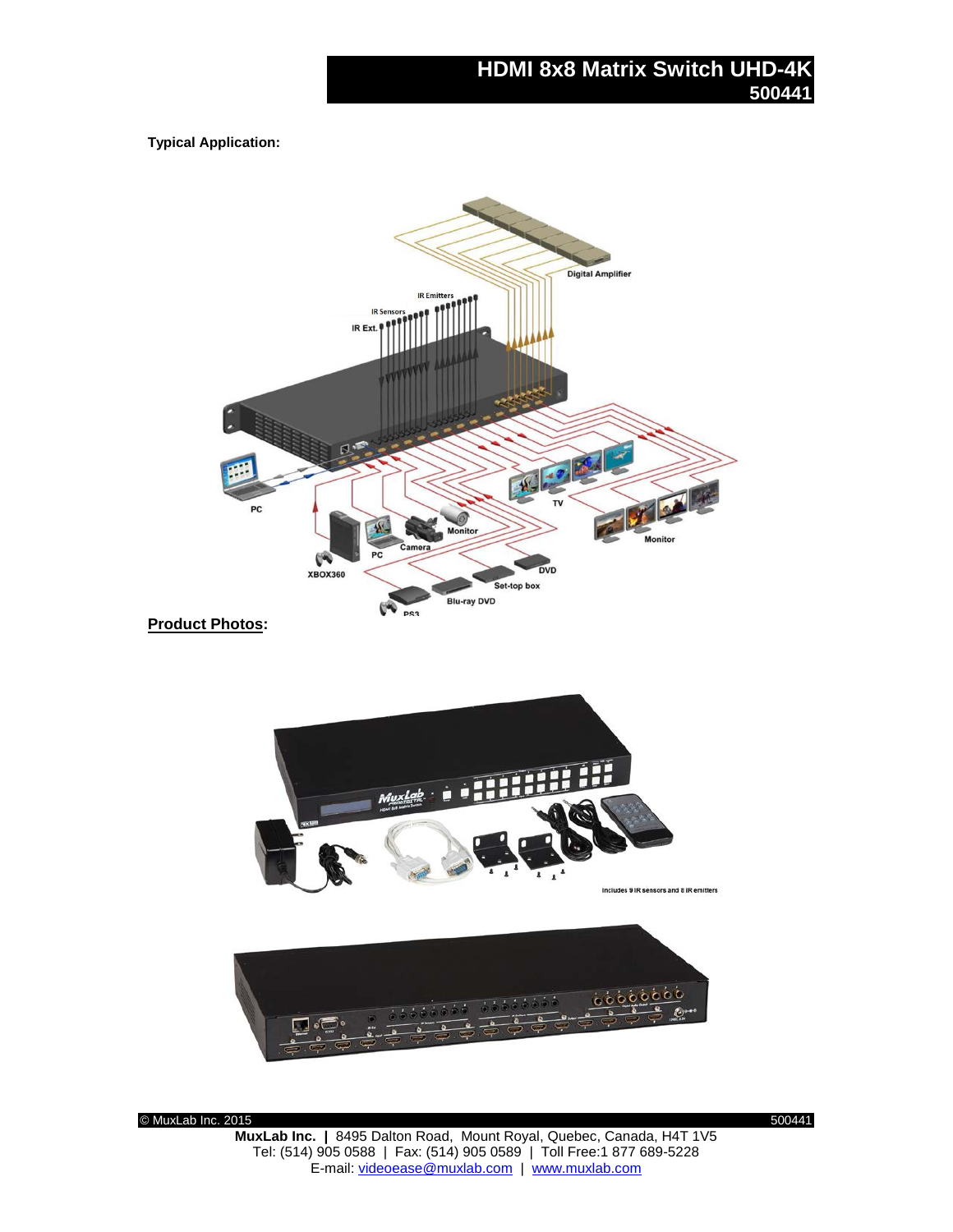**Typical Application:**

Digital Amplifier

IR Emitters

IR Sensors

IR Ext.

PC

TV

Monitor

Monitor

Camera

PC

XBOX360

DVD

Set-top box

Blu-ray DVD

PS3

**Product Photos:**

Includes 9 IR sensors and 8 IR emitters

**MuxLab Inc. |** 8495 Dalton Road, Mount Royal, Quebec, Canada, H4T 1V5
Tel: (514) 905 0588 | Fax: (514) 905 0589 | Toll Free:1 877 689-5228
E-mail: videoease@muxlab.com | www.muxlab.com